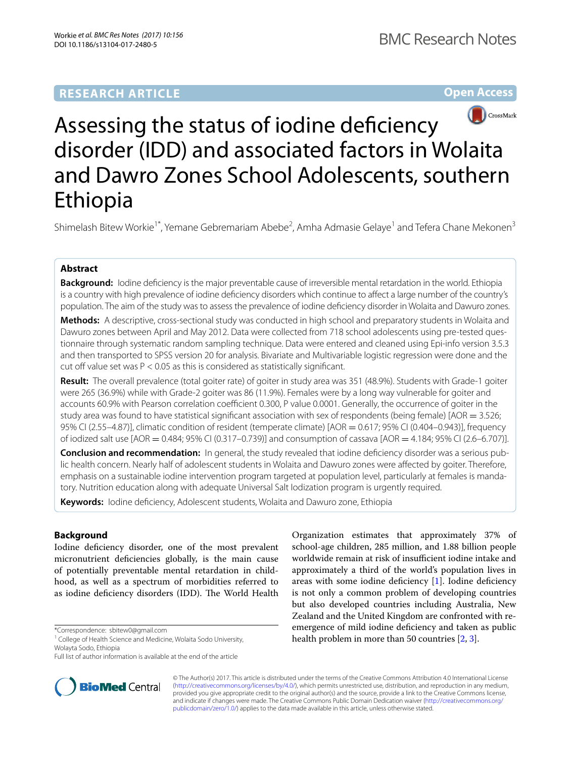RESEARCH ARTICLE

Open Access

# Assessing the status of iodine deficiency disorder (IDD) and associated factors in Wolaita and Dawro Zones School Adolescents, southern Ethiopia

Shimelash Bitew Workie[1*], Yemane Gebremariam Abebe[2], Amha Admasie Gelaye[1] and Tefera Chane Mekonen[3]

## Abstract

**Background:** Iodine deficiency is the major preventable cause of irreversible mental retardation in the world. Ethiopia is a country with high prevalence of iodine deficiency disorders which continue to affect a large number of the country's population. The aim of the study was to assess the prevalence of iodine deficiency disorder in Wolaita and Dawuro zones.

**Methods:** A descriptive, cross-sectional study was conducted in high school and preparatory students in Wolaita and Dawuro zones between April and May 2012. Data were collected from 718 school adolescents using pre-tested questionnaire through systematic random sampling technique. Data were entered and cleaned using Epi-info version 3.5.3 and then transported to SPSS version 20 for analysis. Bivariate and Multivariable logistic regression were done and the cut off value set was $P < 0.05$ as this is considered as statistically significant.

**Result:** The overall prevalence (total goiter rate) of goiter in study area was 351 (48.9%). Students with Grade-1 goiter were 265 (36.9%) while with Grade-2 goiter was 86 (11.9%). Females were by a long way vulnerable for goiter and accounts 60.9% with Pearson correlation coefficient 0.300, P value 0.0001. Generally, the occurrence of goiter in the study area was found to have statistical significant association with sex of respondents (being female) [AOR = 3.526; 95% CI (2.55–4.87)], climatic condition of resident (temperate climate) [AOR = 0.617; 95% CI (0.404–0.943)], frequency of iodized salt use [AOR = 0.484; 95% CI (0.317–0.739)] and consumption of cassava [AOR = 4.184; 95% CI (2.6–6.707)].

**Conclusion and recommendation:** In general, the study revealed that iodine deficiency disorder was a serious public health concern. Nearly half of adolescent students in Wolaita and Dawuro zones were affected by goiter. Therefore, emphasis on a sustainable iodine intervention program targeted at population level, particularly at females is mandatory. Nutrition education along with adequate Universal Salt Iodization program is urgently required.

**Keywords:** Iodine deficiency, Adolescent students, Wolaita and Dawuro zone, Ethiopia

## Background

Iodine deficiency disorder, one of the most prevalent micronutrient deficiencies globally, is the main cause of potentially preventable mental retardation in childhood, as well as a spectrum of morbidities referred to as iodine deficiency disorders (IDD). The World Health Organization estimates that approximately 37% of school-age children, 285 million, and 1.88 billion people worldwide remain at risk of insufficient iodine intake and approximately a third of the world's population lives in areas with some iodine deficiency [1]. Iodine deficiency is not only a common problem of developing countries but also developed countries including Australia, New Zealand and the United Kingdom are confronted with re-emergence of mild iodine deficiency and taken as public health problem in more than 50 countries [2, 3].

*Correspondence: sbitew0@gmail.com
[1] College of Health Science and Medicine, Wolaita Sodo University, Wolayta Sodo, Ethiopia
Full list of author information is available at the end of the article

© The Author(s) 2017. This article is distributed under the terms of the Creative Commons Attribution 4.0 International License (http://creativecommons.org/licenses/by/4.0/), which permits unrestricted use, distribution, and reproduction in any medium, provided you give appropriate credit to the original author(s) and the source, provide a link to the Creative Commons license, and indicate if changes were made. The Creative Commons Public Domain Dedication waiver (http://creativecommons.org/publicdomain/zero/1.0/) applies to the data made available in this article, unless otherwise stated.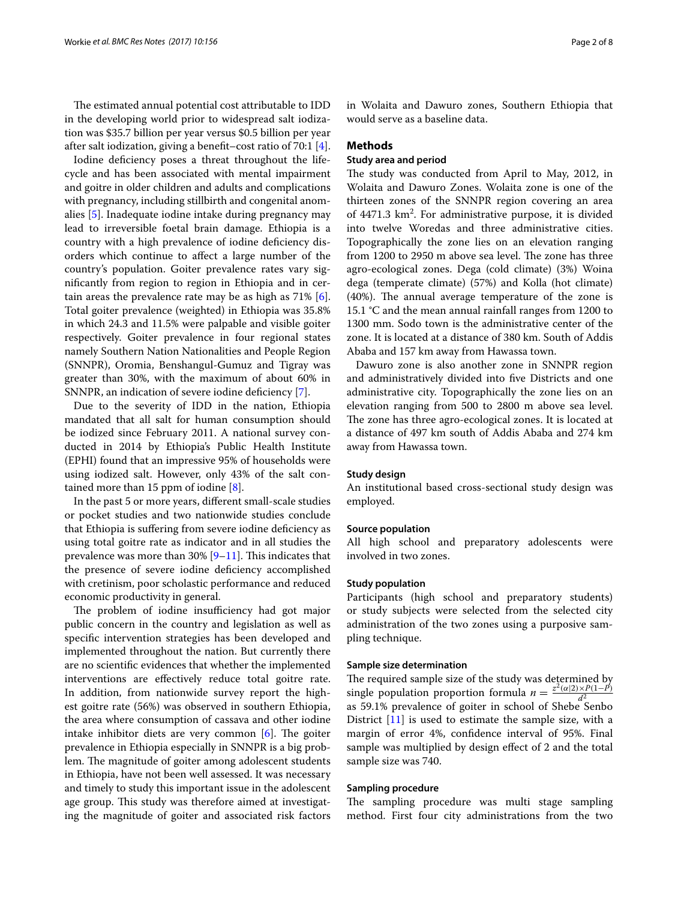The estimated annual potential cost attributable to IDD in the developing world prior to widespread salt iodization was $35.7 billion per year versus $0.5 billion per year after salt iodization, giving a benefit–cost ratio of 70:1 [4].

Iodine deficiency poses a threat throughout the lifecycle and has been associated with mental impairment and goitre in older children and adults and complications with pregnancy, including stillbirth and congenital anomalies [5]. Inadequate iodine intake during pregnancy may lead to irreversible foetal brain damage. Ethiopia is a country with a high prevalence of iodine deficiency disorders which continue to affect a large number of the country's population. Goiter prevalence rates vary significantly from region to region in Ethiopia and in certain areas the prevalence rate may be as high as 71% [6]. Total goiter prevalence (weighted) in Ethiopia was 35.8% in which 24.3 and 11.5% were palpable and visible goiter respectively. Goiter prevalence in four regional states namely Southern Nation Nationalities and People Region (SNNPR), Oromia, Benshangul-Gumuz and Tigray was greater than 30%, with the maximum of about 60% in SNNPR, an indication of severe iodine deficiency [7].

Due to the severity of IDD in the nation, Ethiopia mandated that all salt for human consumption should be iodized since February 2011. A national survey conducted in 2014 by Ethiopia's Public Health Institute (EPHI) found that an impressive 95% of households were using iodized salt. However, only 43% of the salt contained more than 15 ppm of iodine [8].

In the past 5 or more years, different small-scale studies or pocket studies and two nationwide studies conclude that Ethiopia is suffering from severe iodine deficiency as using total goitre rate as indicator and in all studies the prevalence was more than 30% [9–11]. This indicates that the presence of severe iodine deficiency accomplished with cretinism, poor scholastic performance and reduced economic productivity in general.

The problem of iodine insufficiency had got major public concern in the country and legislation as well as specific intervention strategies has been developed and implemented throughout the nation. But currently there are no scientific evidences that whether the implemented interventions are effectively reduce total goitre rate. In addition, from nationwide survey report the highest goitre rate (56%) was observed in southern Ethiopia, the area where consumption of cassava and other iodine intake inhibitor diets are very common [6]. The goiter prevalence in Ethiopia especially in SNNPR is a big problem. The magnitude of goiter among adolescent students in Ethiopia, have not been well assessed. It was necessary and timely to study this important issue in the adolescent age group. This study was therefore aimed at investigating the magnitude of goiter and associated risk factors in Wolaita and Dawuro zones, Southern Ethiopia that would serve as a baseline data.

## Methods

### Study area and period

The study was conducted from April to May, 2012, in Wolaita and Dawuro Zones. Wolaita zone is one of the thirteen zones of the SNNPR region covering an area of 4471.3 km$^2$. For administrative purpose, it is divided into twelve Woredas and three administrative cities. Topographically the zone lies on an elevation ranging from 1200 to 2950 m above sea level. The zone has three agro-ecological zones. Dega (cold climate) (3%) Woina dega (temperate climate) (57%) and Kolla (hot climate) (40%). The annual average temperature of the zone is 15.1 °C and the mean annual rainfall ranges from 1200 to 1300 mm. Sodo town is the administrative center of the zone. It is located at a distance of 380 km. South of Addis Ababa and 157 km away from Hawassa town.

Dawuro zone is also another zone in SNNPR region and administratively divided into five Districts and one administrative city. Topographically the zone lies on an elevation ranging from 500 to 2800 m above sea level. The zone has three agro-ecological zones. It is located at a distance of 497 km south of Addis Ababa and 274 km away from Hawassa town.

### Study design

An institutional based cross-sectional study design was employed.

### Source population

All high school and preparatory adolescents were involved in two zones.

### Study population

Participants (high school and preparatory students) or study subjects were selected from the selected city administration of the two zones using a purposive sampling technique.

### Sample size determination

The required sample size of the study was determined by single population proportion formula $n = \frac{z^2(\alpha|2) \times P(1-P)}{d^2}$ as 59.1% prevalence of goiter in school of Shebe Senbo District [11] is used to estimate the sample size, with a margin of error 4%, confidence interval of 95%. Final sample was multiplied by design effect of 2 and the total sample size was 740.

### Sampling procedure

The sampling procedure was multi stage sampling method. First four city administrations from the two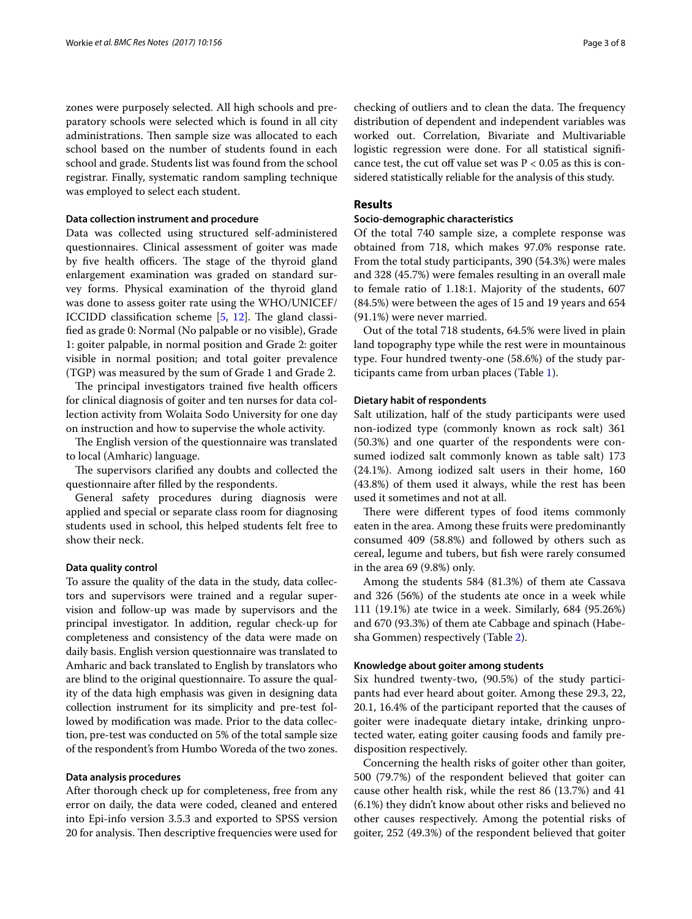zones were purposely selected. All high schools and preparatory schools were selected which is found in all city administrations. Then sample size was allocated to each school based on the number of students found in each school and grade. Students list was found from the school registrar. Finally, systematic random sampling technique was employed to select each student.

#### Data collection instrument and procedure

Data was collected using structured self-administered questionnaires. Clinical assessment of goiter was made by five health officers. The stage of the thyroid gland enlargement examination was graded on standard survey forms. Physical examination of the thyroid gland was done to assess goiter rate using the WHO/UNICEF/ICCIDD classification scheme [5, 12]. The gland classified as grade 0: Normal (No palpable or no visible), Grade 1: goiter palpable, in normal position and Grade 2: goiter visible in normal position; and total goiter prevalence (TGP) was measured by the sum of Grade 1 and Grade 2.

The principal investigators trained five health officers for clinical diagnosis of goiter and ten nurses for data collection activity from Wolaita Sodo University for one day on instruction and how to supervise the whole activity.

The English version of the questionnaire was translated to local (Amharic) language.

The supervisors clarified any doubts and collected the questionnaire after filled by the respondents.

General safety procedures during diagnosis were applied and special or separate class room for diagnosing students used in school, this helped students felt free to show their neck.

#### Data quality control

To assure the quality of the data in the study, data collectors and supervisors were trained and a regular supervision and follow-up was made by supervisors and the principal investigator. In addition, regular check-up for completeness and consistency of the data were made on daily basis. English version questionnaire was translated to Amharic and back translated to English by translators who are blind to the original questionnaire. To assure the quality of the data high emphasis was given in designing data collection instrument for its simplicity and pre-test followed by modification was made. Prior to the data collection, pre-test was conducted on 5% of the total sample size of the respondent's from Humbo Woreda of the two zones.

#### Data analysis procedures

After thorough check up for completeness, free from any error on daily, the data were coded, cleaned and entered into Epi-info version 3.5.3 and exported to SPSS version 20 for analysis. Then descriptive frequencies were used for checking of outliers and to clean the data. The frequency distribution of dependent and independent variables was worked out. Correlation, Bivariate and Multivariable logistic regression were done. For all statistical significance test, the cut off value set was $P < 0.05$ as this is considered statistically reliable for the analysis of this study.

## Results

#### Socio-demographic characteristics

Of the total 740 sample size, a complete response was obtained from 718, which makes 97.0% response rate. From the total study participants, 390 (54.3%) were males and 328 (45.7%) were females resulting in an overall male to female ratio of 1.18:1. Majority of the students, 607 (84.5%) were between the ages of 15 and 19 years and 654 (91.1%) were never married.

Out of the total 718 students, 64.5% were lived in plain land topography type while the rest were in mountainous type. Four hundred twenty-one (58.6%) of the study participants came from urban places (Table 1).

#### Dietary habit of respondents

Salt utilization, half of the study participants were used non-iodized type (commonly known as rock salt) 361 (50.3%) and one quarter of the respondents were consumed iodized salt commonly known as table salt) 173 (24.1%). Among iodized salt users in their home, 160 (43.8%) of them used it always, while the rest has been used it sometimes and not at all.

There were different types of food items commonly eaten in the area. Among these fruits were predominantly consumed 409 (58.8%) and followed by others such as cereal, legume and tubers, but fish were rarely consumed in the area 69 (9.8%) only.

Among the students 584 (81.3%) of them ate Cassava and 326 (56%) of the students ate once in a week while 111 (19.1%) ate twice in a week. Similarly, 684 (95.26%) and 670 (93.3%) of them ate Cabbage and spinach (Habesha Gommen) respectively (Table 2).

#### Knowledge about goiter among students

Six hundred twenty-two, (90.5%) of the study participants had ever heard about goiter. Among these 29.3, 22, 20.1, 16.4% of the participant reported that the causes of goiter were inadequate dietary intake, drinking unprotected water, eating goiter causing foods and family predisposition respectively.

Concerning the health risks of goiter other than goiter, 500 (79.7%) of the respondent believed that goiter can cause other health risk, while the rest 86 (13.7%) and 41 (6.1%) they didn't know about other risks and believed no other causes respectively. Among the potential risks of goiter, 252 (49.3%) of the respondent believed that goiter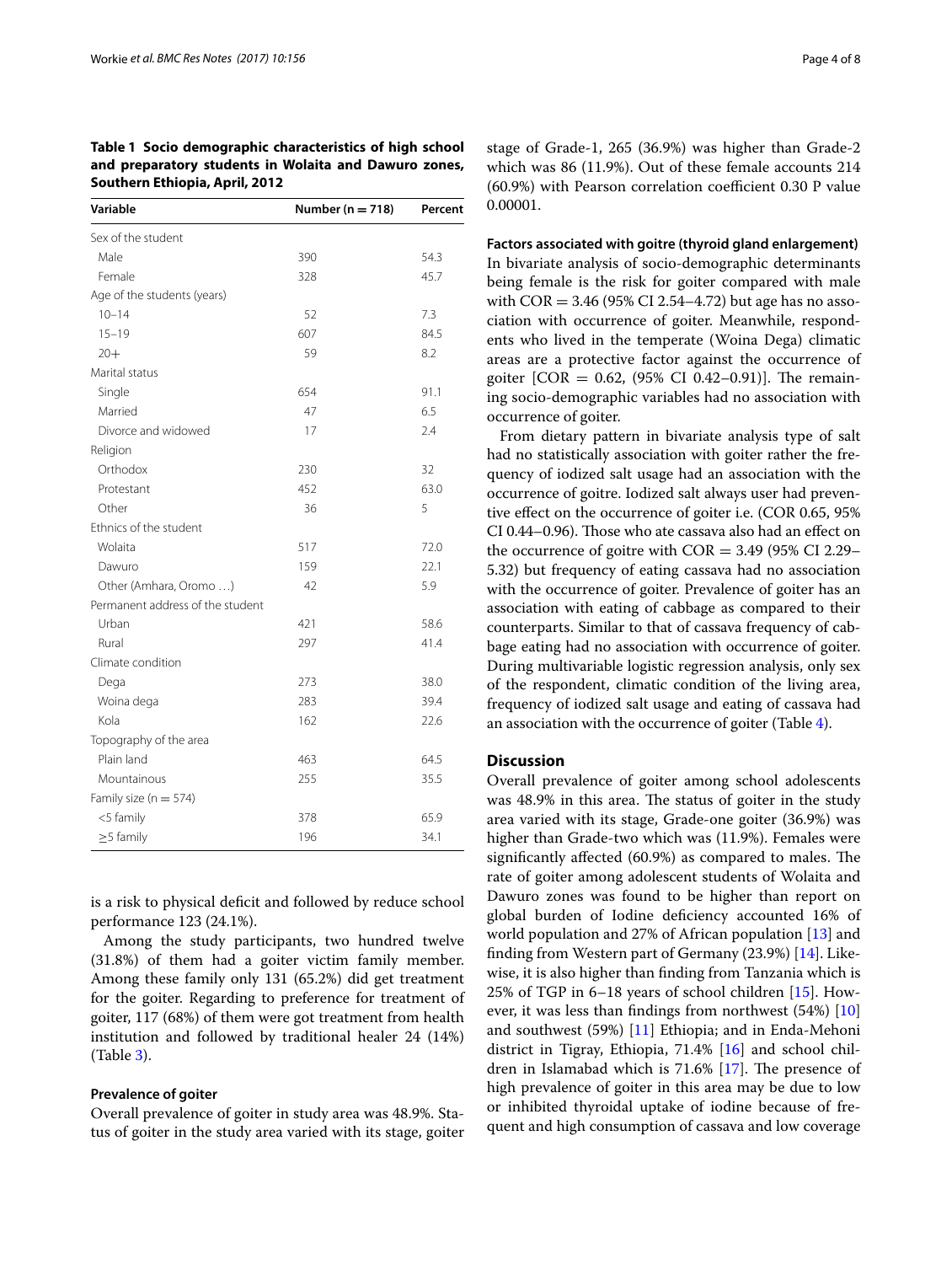**Table 1 Socio demographic characteristics of high school and preparatory students in Wolaita and Dawuro zones, Southern Ethiopia, April, 2012**

| Variable | Number (n = 718) | Percent |
|---|---|---|
| Sex of the student | | |
| Male | 390 | 54.3 |
| Female | 328 | 45.7 |
| Age of the students (years) | | |
| 10–14 | 52 | 7.3 |
| 15–19 | 607 | 84.5 |
| 20+ | 59 | 8.2 |
| Marital status | | |
| Single | 654 | 91.1 |
| Married | 47 | 6.5 |
| Divorce and widowed | 17 | 2.4 |
| Religion | | |
| Orthodox | 230 | 32 |
| Protestant | 452 | 63.0 |
| Other | 36 | 5 |
| Ethnics of the student | | |
| Wolaita | 517 | 72.0 |
| Dawuro | 159 | 22.1 |
| Other (Amhara, Oromo …) | 42 | 5.9 |
| Permanent address of the student | | |
| Urban | 421 | 58.6 |
| Rural | 297 | 41.4 |
| Climate condition | | |
| Dega | 273 | 38.0 |
| Woina dega | 283 | 39.4 |
| Kola | 162 | 22.6 |
| Topography of the area | | |
| Plain land | 463 | 64.5 |
| Mountainous | 255 | 35.5 |
| Family size (n = 574) | | |
| <5 family | 378 | 65.9 |
| ≥5 family | 196 | 34.1 |

is a risk to physical deficit and followed by reduce school performance 123 (24.1%).

Among the study participants, two hundred twelve (31.8%) of them had a goiter victim family member. Among these family only 131 (65.2%) did get treatment for the goiter. Regarding to preference for treatment of goiter, 117 (68%) of them were got treatment from health institution and followed by traditional healer 24 (14%) (Table 3).

### Prevalence of goiter

Overall prevalence of goiter in study area was 48.9%. Status of goiter in the study area varied with its stage, goiter stage of Grade-1, 265 (36.9%) was higher than Grade-2 which was 86 (11.9%). Out of these female accounts 214 (60.9%) with Pearson correlation coefficient 0.30 P value 0.00001.

### Factors associated with goitre (thyroid gland enlargement)

In bivariate analysis of socio-demographic determinants being female is the risk for goiter compared with male with COR = 3.46 (95% CI 2.54–4.72) but age has no association with occurrence of goiter. Meanwhile, respondents who lived in the temperate (Woina Dega) climatic areas are a protective factor against the occurrence of goiter [COR = 0.62, (95% CI 0.42–0.91)]. The remaining socio-demographic variables had no association with occurrence of goiter.

From dietary pattern in bivariate analysis type of salt had no statistically association with goiter rather the frequency of iodized salt usage had an association with the occurrence of goitre. Iodized salt always user had preventive effect on the occurrence of goiter i.e. (COR 0.65, 95% CI 0.44–0.96). Those who ate cassava also had an effect on the occurrence of goitre with COR = 3.49 (95% CI 2.29–5.32) but frequency of eating cassava had no association with the occurrence of goiter. Prevalence of goiter has an association with eating of cabbage as compared to their counterparts. Similar to that of cassava frequency of cabbage eating had no association with occurrence of goiter. During multivariable logistic regression analysis, only sex of the respondent, climatic condition of the living area, frequency of iodized salt usage and eating of cassava had an association with the occurrence of goiter (Table 4).

## Discussion

Overall prevalence of goiter among school adolescents was 48.9% in this area. The status of goiter in the study area varied with its stage, Grade-one goiter (36.9%) was higher than Grade-two which was (11.9%). Females were significantly affected (60.9%) as compared to males. The rate of goiter among adolescent students of Wolaita and Dawuro zones was found to be higher than report on global burden of Iodine deficiency accounted 16% of world population and 27% of African population [13] and finding from Western part of Germany (23.9%) [14]. Likewise, it is also higher than finding from Tanzania which is 25% of TGP in 6–18 years of school children [15]. However, it was less than findings from northwest (54%) [10] and southwest (59%) [11] Ethiopia; and in Enda-Mehoni district in Tigray, Ethiopia, 71.4% [16] and school children in Islamabad which is 71.6% [17]. The presence of high prevalence of goiter in this area may be due to low or inhibited thyroidal uptake of iodine because of frequent and high consumption of cassava and low coverage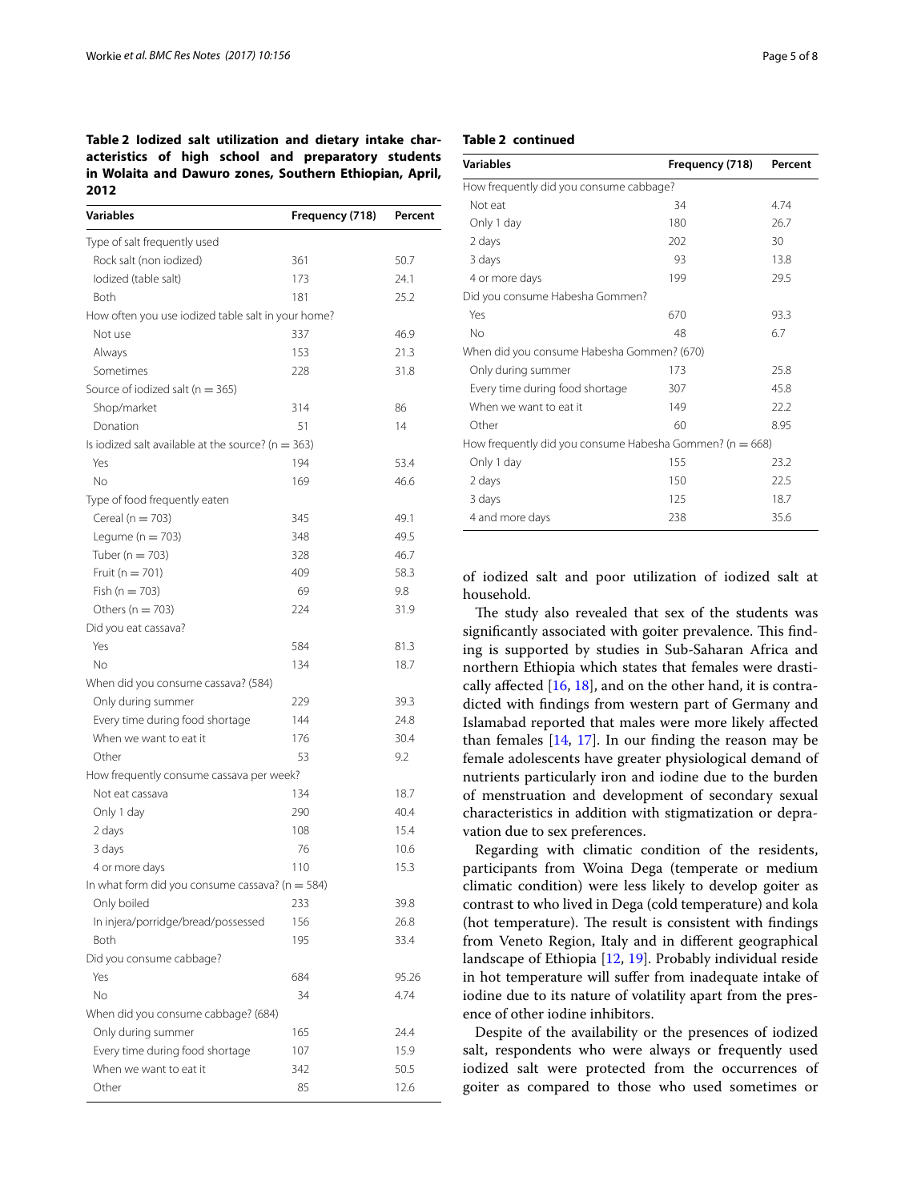**Table 2 Iodized salt utilization and dietary intake characteristics of high school and preparatory students in Wolaita and Dawuro zones, Southern Ethiopian, April, 2012**

| Variables | Frequency (718) | Percent |
|---|---|---|
| Type of salt frequently used | | |
| Rock salt (non iodized) | 361 | 50.7 |
| Iodized (table salt) | 173 | 24.1 |
| Both | 181 | 25.2 |
| How often you use iodized table salt in your home? | | |
| Not use | 337 | 46.9 |
| Always | 153 | 21.3 |
| Sometimes | 228 | 31.8 |
| Source of iodized salt (n = 365) | | |
| Shop/market | 314 | 86 |
| Donation | 51 | 14 |
| Is iodized salt available at the source? (n = 363) | | |
| Yes | 194 | 53.4 |
| No | 169 | 46.6 |
| Type of food frequently eaten | | |
| Cereal (n = 703) | 345 | 49.1 |
| Legume (n = 703) | 348 | 49.5 |
| Tuber (n = 703) | 328 | 46.7 |
| Fruit (n = 701) | 409 | 58.3 |
| Fish (n = 703) | 69 | 9.8 |
| Others (n = 703) | 224 | 31.9 |
| Did you eat cassava? | | |
| Yes | 584 | 81.3 |
| No | 134 | 18.7 |
| When did you consume cassava? (584) | | |
| Only during summer | 229 | 39.3 |
| Every time during food shortage | 144 | 24.8 |
| When we want to eat it | 176 | 30.4 |
| Other | 53 | 9.2 |
| How frequently consume cassava per week? | | |
| Not eat cassava | 134 | 18.7 |
| Only 1 day | 290 | 40.4 |
| 2 days | 108 | 15.4 |
| 3 days | 76 | 10.6 |
| 4 or more days | 110 | 15.3 |
| In what form did you consume cassava? (n = 584) | | |
| Only boiled | 233 | 39.8 |
| In injera/porridge/bread/possessed | 156 | 26.8 |
| Both | 195 | 33.4 |
| Did you consume cabbage? | | |
| Yes | 684 | 95.26 |
| No | 34 | 4.74 |
| When did you consume cabbage? (684) | | |
| Only during summer | 165 | 24.4 |
| Every time during food shortage | 107 | 15.9 |
| When we want to eat it | 342 | 50.5 |
| Other | 85 | 12.6 |
| How frequently did you consume cabbage? | | |
| Not eat | 34 | 4.74 |
| Only 1 day | 180 | 26.7 |
| 2 days | 202 | 30 |
| 3 days | 93 | 13.8 |
| 4 or more days | 199 | 29.5 |
| Did you consume Habesha Gommen? | | |
| Yes | 670 | 93.3 |
| No | 48 | 6.7 |
| When did you consume Habesha Gommen? (670) | | |
| Only during summer | 173 | 25.8 |
| Every time during food shortage | 307 | 45.8 |
| When we want to eat it | 149 | 22.2 |
| Other | 60 | 8.95 |
| How frequently did you consume Habesha Gommen? (n = 668) | | |
| Only 1 day | 155 | 23.2 |
| 2 days | 150 | 22.5 |
| 3 days | 125 | 18.7 |
| 4 and more days | 238 | 35.6 |

of iodized salt and poor utilization of iodized salt at household.

The study also revealed that sex of the students was significantly associated with goiter prevalence. This finding is supported by studies in Sub-Saharan Africa and northern Ethiopia which states that females were drastically affected [16, 18], and on the other hand, it is contradicted with findings from western part of Germany and Islamabad reported that males were more likely affected than females [14, 17]. In our finding the reason may be female adolescents have greater physiological demand of nutrients particularly iron and iodine due to the burden of menstruation and development of secondary sexual characteristics in addition with stigmatization or depravation due to sex preferences.

Regarding with climatic condition of the residents, participants from Woina Dega (temperate or medium climatic condition) were less likely to develop goiter as contrast to who lived in Dega (cold temperature) and kola (hot temperature). The result is consistent with findings from Veneto Region, Italy and in different geographical landscape of Ethiopia [12, 19]. Probably individual reside in hot temperature will suffer from inadequate intake of iodine due to its nature of volatility apart from the presence of other iodine inhibitors.

Despite of the availability or the presences of iodized salt, respondents who were always or frequently used iodized salt were protected from the occurrences of goiter as compared to those who used sometimes or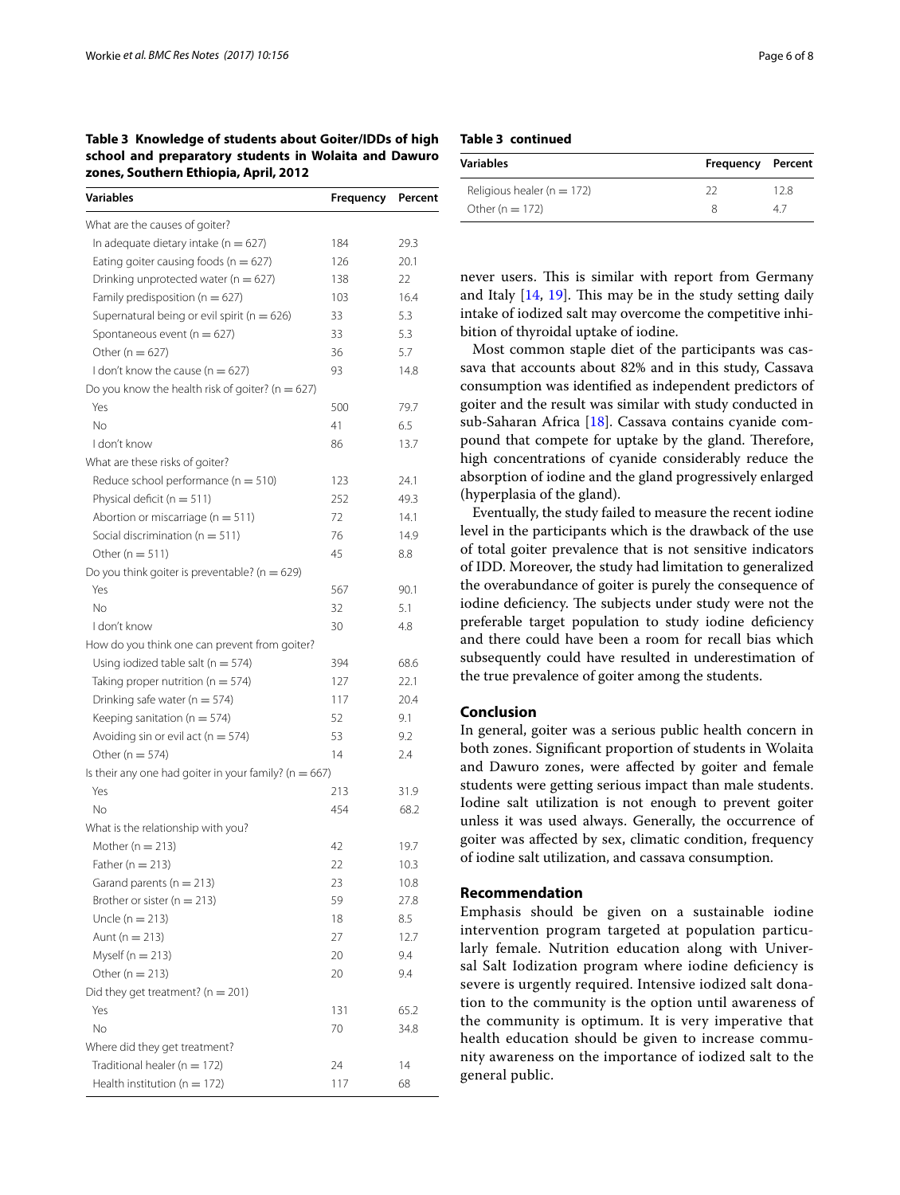**Table 3 Knowledge of students about Goiter/IDDs of high school and preparatory students in Wolaita and Dawuro zones, Southern Ethiopia, April, 2012**

| Variables | Frequency | Percent |
|---|---|---|
| What are the causes of goiter? | | |
| In adequate dietary intake (n = 627) | 184 | 29.3 |
| Eating goiter causing foods (n = 627) | 126 | 20.1 |
| Drinking unprotected water (n = 627) | 138 | 22 |
| Family predisposition (n = 627) | 103 | 16.4 |
| Supernatural being or evil spirit (n = 626) | 33 | 5.3 |
| Spontaneous event (n = 627) | 33 | 5.3 |
| Other (n = 627) | 36 | 5.7 |
| I don't know the cause (n = 627) | 93 | 14.8 |
| Do you know the health risk of goiter? (n = 627) | | |
| Yes | 500 | 79.7 |
| No | 41 | 6.5 |
| I don't know | 86 | 13.7 |
| What are these risks of goiter? | | |
| Reduce school performance (n = 510) | 123 | 24.1 |
| Physical deficit (n = 511) | 252 | 49.3 |
| Abortion or miscarriage (n = 511) | 72 | 14.1 |
| Social discrimination (n = 511) | 76 | 14.9 |
| Other (n = 511) | 45 | 8.8 |
| Do you think goiter is preventable? (n = 629) | | |
| Yes | 567 | 90.1 |
| No | 32 | 5.1 |
| I don't know | 30 | 4.8 |
| How do you think one can prevent from goiter? | | |
| Using iodized table salt (n = 574) | 394 | 68.6 |
| Taking proper nutrition (n = 574) | 127 | 22.1 |
| Drinking safe water (n = 574) | 117 | 20.4 |
| Keeping sanitation (n = 574) | 52 | 9.1 |
| Avoiding sin or evil act (n = 574) | 53 | 9.2 |
| Other (n = 574) | 14 | 2.4 |
| Is their any one had goiter in your family? (n = 667) | | |
| Yes | 213 | 31.9 |
| No | 454 | 68.2 |
| What is the relationship with you? | | |
| Mother (n = 213) | 42 | 19.7 |
| Father (n = 213) | 22 | 10.3 |
| Garand parents (n = 213) | 23 | 10.8 |
| Brother or sister (n = 213) | 59 | 27.8 |
| Uncle (n = 213) | 18 | 8.5 |
| Aunt (n = 213) | 27 | 12.7 |
| Myself (n = 213) | 20 | 9.4 |
| Other (n = 213) | 20 | 9.4 |
| Did they get treatment? (n = 201) | | |
| Yes | 131 | 65.2 |
| No | 70 | 34.8 |
| Where did they get treatment? | | |
| Traditional healer (n = 172) | 24 | 14 |
| Health institution (n = 172) | 117 | 68 |
| Religious healer (n = 172) | 22 | 12.8 |
| Other (n = 172) | 8 | 4.7 |

never users. This is similar with report from Germany and Italy [14, 19]. This may be in the study setting daily intake of iodized salt may overcome the competitive inhibition of thyroidal uptake of iodine.

Most common staple diet of the participants was cassava that accounts about 82% and in this study, Cassava consumption was identified as independent predictors of goiter and the result was similar with study conducted in sub-Saharan Africa [18]. Cassava contains cyanide compound that compete for uptake by the gland. Therefore, high concentrations of cyanide considerably reduce the absorption of iodine and the gland progressively enlarged (hyperplasia of the gland).

Eventually, the study failed to measure the recent iodine level in the participants which is the drawback of the use of total goiter prevalence that is not sensitive indicators of IDD. Moreover, the study had limitation to generalized the overabundance of goiter is purely the consequence of iodine deficiency. The subjects under study were not the preferable target population to study iodine deficiency and there could have been a room for recall bias which subsequently could have resulted in underestimation of the true prevalence of goiter among the students.

## Conclusion

In general, goiter was a serious public health concern in both zones. Significant proportion of students in Wolaita and Dawuro zones, were affected by goiter and female students were getting serious impact than male students. Iodine salt utilization is not enough to prevent goiter unless it was used always. Generally, the occurrence of goiter was affected by sex, climatic condition, frequency of iodine salt utilization, and cassava consumption.

## Recommendation

Emphasis should be given on a sustainable iodine intervention program targeted at population particularly female. Nutrition education along with Universal Salt Iodization program where iodine deficiency is severe is urgently required. Intensive iodized salt donation to the community is the option until awareness of the community is optimum. It is very imperative that health education should be given to increase community awareness on the importance of iodized salt to the general public.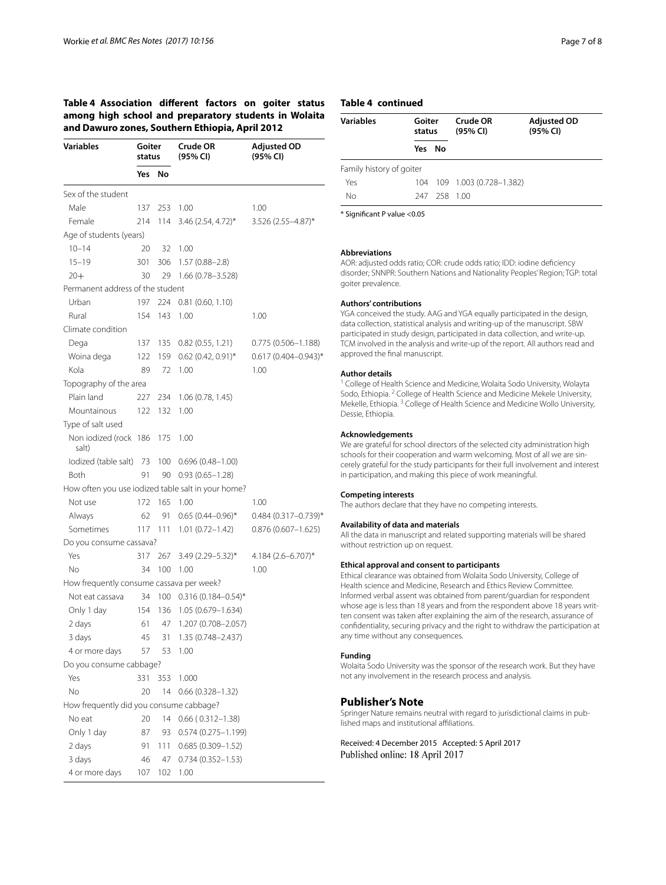**Table 4 Association different factors on goiter status among high school and preparatory students in Wolaita and Dawuro zones, Southern Ethiopia, April 2012**

| Variables | Goiter status | | Crude OR (95% CI) | Adjusted OD (95% CI) |
|---|---|---|---|---|
| | Yes | No | | |
| Sex of the student | | | | |
| Male | 137 | 253 | 1.00 | 1.00 |
| Female | 214 | 114 | 3.46 (2.54, 4.72)* | 3.526 (2.55–4.87)* |
| Age of students (years) | | | | |
| 10–14 | 20 | 32 | 1.00 | |
| 15–19 | 301 | 306 | 1.57 (0.88–2.8) | |
| 20+ | 30 | 29 | 1.66 (0.78–3.528) | |
| Permanent address of the student | | | | |
| Urban | 197 | 224 | 0.81 (0.60, 1.10) | |
| Rural | 154 | 143 | 1.00 | 1.00 |
| Climate condition | | | | |
| Dega | 137 | 135 | 0.82 (0.55, 1.21) | 0.775 (0.506–1.188) |
| Woina dega | 122 | 159 | 0.62 (0.42, 0.91)* | 0.617 (0.404–0.943)* |
| Kola | 89 | 72 | 1.00 | 1.00 |
| Topography of the area | | | | |
| Plain land | 227 | 234 | 1.06 (0.78, 1.45) | |
| Mountainous | 122 | 132 | 1.00 | |
| Type of salt used | | | | |
| Non iodized (rock salt) | 186 | 175 | 1.00 | |
| Iodized (table salt) | 73 | 100 | 0.696 (0.48–1.00) | |
| Both | 91 | 90 | 0.93 (0.65–1.28) | |
| How often you use iodized table salt in your home? | | | | |
| Not use | 172 | 165 | 1.00 | 1.00 |
| Always | 62 | 91 | 0.65 (0.44–0.96)* | 0.484 (0.317–0.739)* |
| Sometimes | 117 | 111 | 1.01 (0.72–1.42) | 0.876 (0.607–1.625) |
| Do you consume cassava? | | | | |
| Yes | 317 | 267 | 3.49 (2.29–5.32)* | 4.184 (2.6–6.707)* |
| No | 34 | 100 | 1.00 | 1.00 |
| How frequently consume cassava per week? | | | | |
| Not eat cassava | 34 | 100 | 0.316 (0.184–0.54)* | |
| Only 1 day | 154 | 136 | 1.05 (0.679–1.634) | |
| 2 days | 61 | 47 | 1.207 (0.708–2.057) | |
| 3 days | 45 | 31 | 1.35 (0.748–2.437) | |
| 4 or more days | 57 | 53 | 1.00 | |
| Do you consume cabbage? | | | | |
| Yes | 331 | 353 | 1.000 | |
| No | 20 | 14 | 0.66 (0.328–1.32) | |
| How frequently did you consume cabbage? | | | | |
| No eat | 20 | 14 | 0.66 ( 0.312–1.38) | |
| Only 1 day | 87 | 93 | 0.574 (0.275–1.199) | |
| 2 days | 91 | 111 | 0.685 (0.309–1.52) | |
| 3 days | 46 | 47 | 0.734 (0.352–1.53) | |
| 4 or more days | 107 | 102 | 1.00 | |
| Family history of goiter | | | | |
| Yes | 104 | 109 | 1.003 (0.728–1.382) | |
| No | 247 | 258 | 1.00 | |

* Significant P value <0.05

**Abbreviations**

AOR: adjusted odds ratio; COR: crude odds ratio; IDD: iodine deficiency disorder; SNNPR: Southern Nations and Nationality Peoples' Region; TGP: total goiter prevalence.

**Authors' contributions**

YGA conceived the study. AAG and YGA equally participated in the design, data collection, statistical analysis and writing-up of the manuscript. SBW participated in study design, participated in data collection, and write-up. TCM involved in the analysis and write-up of the report. All authors read and approved the final manuscript.

**Author details**

[1] College of Health Science and Medicine, Wolaita Sodo University, Wolayta Sodo, Ethiopia. [2] College of Health Science and Medicine Mekele University, Mekelle, Ethiopia. [3] College of Health Science and Medicine Wollo University, Dessie, Ethiopia.

**Acknowledgements**

We are grateful for school directors of the selected city administration high schools for their cooperation and warm welcoming. Most of all we are sincerely grateful for the study participants for their full involvement and interest in participation, and making this piece of work meaningful.

**Competing interests**

The authors declare that they have no competing interests.

**Availability of data and materials**

All the data in manuscript and related supporting materials will be shared without restriction up on request.

**Ethical approval and consent to participants**

Ethical clearance was obtained from Wolaita Sodo University, College of Health science and Medicine, Research and Ethics Review Committee. Informed verbal assent was obtained from parent/guardian for respondent whose age is less than 18 years and from the respondent above 18 years written consent was taken after explaining the aim of the research, assurance of confidentiality, securing privacy and the right to withdraw the participation at any time without any consequences.

**Funding**

Wolaita Sodo University was the sponsor of the research work. But they have not any involvement in the research process and analysis.

## Publisher's Note

Springer Nature remains neutral with regard to jurisdictional claims in published maps and institutional affiliations.

Received: 4 December 2015 Accepted: 5 April 2017
Published online: 18 April 2017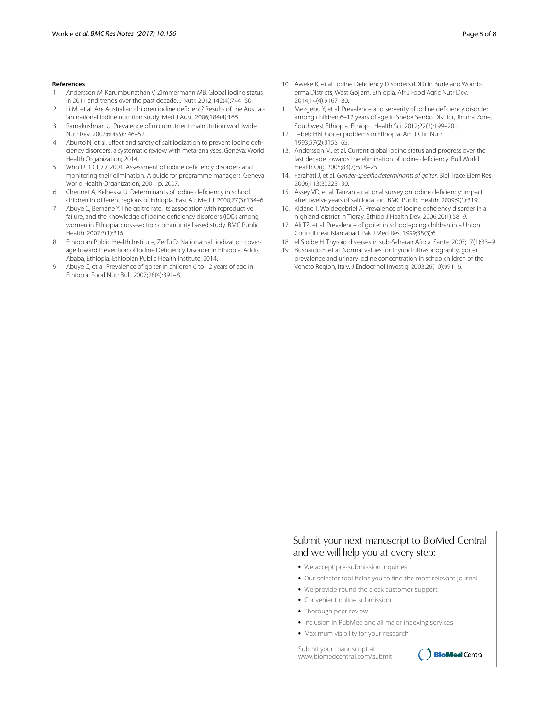#### References

1. Andersson M, Karumbunathan V, Zimmermann MB. Global iodine status in 2011 and trends over the past decade. J Nutr. 2012;142(4):744–50.
2. Li M, et al. Are Australian children iodine deficient? Results of the Australian national iodine nutrition study. Med J Aust. 2006;184(4):165.
3. Ramakrishnan U. Prevalence of micronutrient malnutrition worldwide. Nutr Rev. 2002;60(s5):S46–52.
4. Aburto N, et al. Effect and safety of salt iodization to prevent iodine deficiency disorders: a systematic review with meta-analyses. Geneva: World Health Organization; 2014.
5. Who U. ICCIDD. 2001. Assessment of iodine deficiency disorders and monitoring their elimination. A guide for programme managers. Geneva: World Health Organization; 2001. p. 2007.
6. Cherinet A, Kelbessa U. Determinants of iodine deficiency in school children in different regions of Ethiopia. East Afr Med J. 2000;77(3):134–6.
7. Abuye C, Berhane Y. The goitre rate, its association with reproductive failure, and the knowledge of iodine deficiency disorders (IDD) among women in Ethiopia: cross-section community based study. BMC Public Health. 2007;7(1):316.
8. Ethiopian Public Health Institute, Zerfu D. National salt iodization coverage toward Prevention of Iodine Deficiency Disorder in Ethiopia. Addis Ababa, Ethiopia: Ethiopian Public Health Institute; 2014.
9. Abuye C, et al. Prevalence of goiter in children 6 to 12 years of age in Ethiopia. Food Nutr Bull. 2007;28(4):391–8.
10. Aweke K, et al. Iodine Deficiency Disorders (IDD) in Burie and Womberma Districts, West Gojjam, Ethiopia. Afr J Food Agric Nutr Dev. 2014;14(4):9167–80.
11. Mezgebu Y, et al. Prevalence and serverity of iodine deficiency disorder among children 6–12 years of age in Shebe Senbo District, Jimma Zone, Southwest Ethiopia. Ethiop J Health Sci. 2012;22(3):199–201.
12. Tebeb HN. Goiter problems in Ethiopia. Am J Clin Nutr. 1993;57(2):315S–6S.
13. Andersson M, et al. Current global iodine status and progress over the last decade towards the elimination of iodine deficiency. Bull World Health Org. 2005;83(7):518–25.
14. Farahati J, et al. *Gender-specific determinants of goiter*. Biol Trace Elem Res. 2006;113(3):223–30.
15. Assey VD, et al. Tanzania national survey on iodine deficiency: impact after twelve years of salt iodation. BMC Public Health. 2009;9(1):319.
16. Kidane T, Woldegebriel A. Prevalence of iodine deficiency disorder in a highland district in Tigray. Ethiop J Health Dev. 2006;20(1):58–9.
17. Ali TZ, et al. Prevalence of goiter in school-going children in a Union Council near Islamabad. Pak J Med Res. 1999;38(3):6.
18. el Sidibe H. Thyroid diseases in sub-Saharan Africa. Sante. 2007;17(1):33–9.
19. Busnardo B, et al. Normal values for thyroid ultrasonography, goiter prevalence and urinary iodine concentration in schoolchildren of the Veneto Region, Italy. J Endocrinol Investig. 2003;26(10):991–6.

Submit your next manuscript to BioMed Central and we will help you at every step:

- We accept pre-submission inquiries
- Our selector tool helps you to find the most relevant journal
- We provide round the clock customer support
- Convenient online submission
- Thorough peer review
- Inclusion in PubMed and all major indexing services
- Maximum visibility for your research

Submit your manuscript at
www.biomedcentral.com/submit

BioMed Central